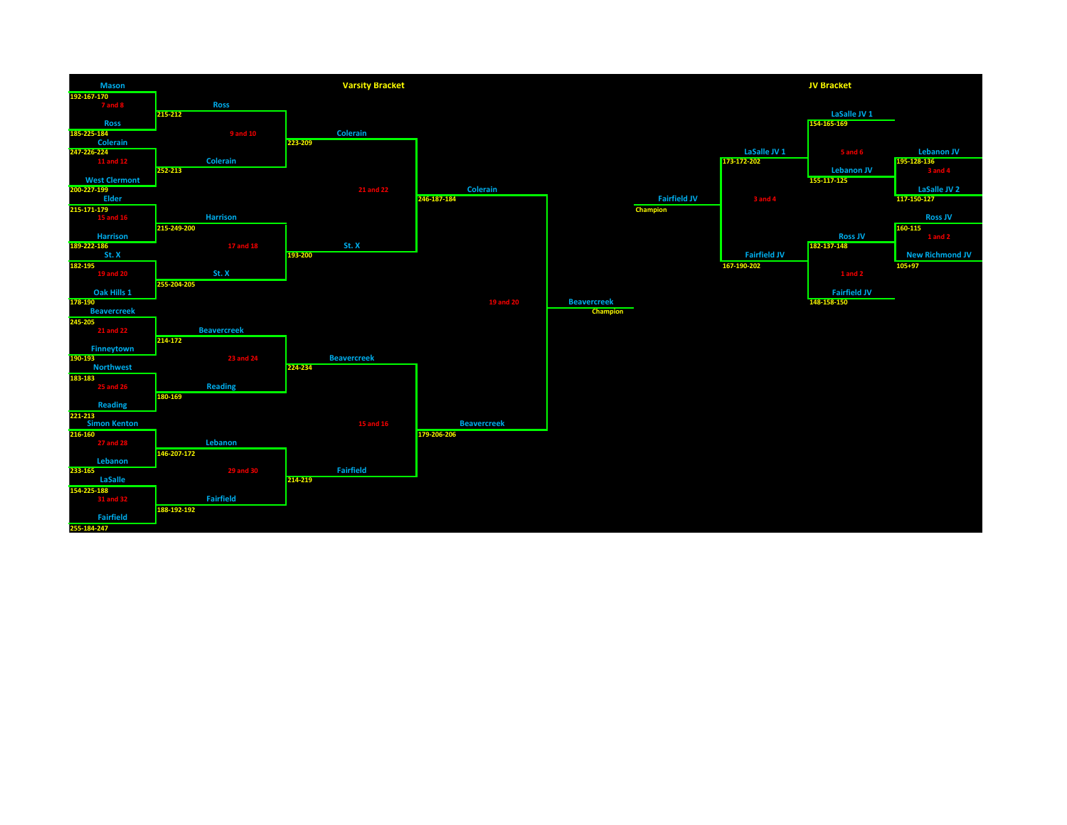## Varsity Bracket

### Round 1

| Match | Team | Scores |
|---|---|---|
| 7 and 8 | Mason | 192-167-170 |
| | Ross | 185-225-184 |
| 11 and 12 | Colerain | 247-226-224 |
| | West Clermont | 200-227-199 |
| 15 and 16 | Elder | 215-171-179 |
| | Harrison | 189-222-186 |
| 19 and 20 | St. X | 182-195 |
| | Oak Hills 1 | 178-190 |
| 21 and 22 | Beavercreek | 245-205 |
| | Finneytown | 190-193 |
| 25 and 26 | Northwest | 183-183 |
| | Reading | 221-213 |
| 27 and 28 | Simon Kenton | 216-160 |
| | Lebanon | 233-165 |
| 31 and 32 | LaSalle | 154-225-188 |
| | Fairfield | 255-184-247 |

### Round 2

| Match | Team | Scores |
|---|---|---|
| 9 and 10 | Ross | 215-212 |
| | Colerain | 252-213 |
| 17 and 18 | Harrison | 215-249-200 |
| | St. X | 255-204-205 |
| 23 and 24 | Beavercreek | 214-172 |
| | Reading | 180-169 |
| 29 and 30 | Lebanon | 146-207-172 |
| | Fairfield | 188-192-192 |

### Round 3

| Match | Team | Scores |
|---|---|---|
| 21 and 22 | Colerain | 223-209 |
| | St. X | 193-200 |
| 15 and 16 | Beavercreek | 224-234 |
| | Fairfield | 214-219 |

### Final

| Match | Team | Scores |
|---|---|---|
| 19 and 20 | Colerain | 246-187-184 |
| | Beavercreek | 179-206-206 |

**Beavercreek** — Champion

## JV Bracket

### Round 1

| Match | Team | Scores |
|---|---|---|
| 3 and 4 | Lebanon JV | 195-128-136 |
| | LaSalle JV 2 | 117-150-127 |
| 1 and 2 | Ross JV | 160-115 |
| | New Richmond JV | 105+97 |

### Round 2

| Match | Team | Scores |
|---|---|---|
| 5 and 6 | LaSalle JV 1 | 154-165-169 |
| | Lebanon JV | 155-117-125 |
| 1 and 2 | Ross JV | 182-137-148 |
| | Fairfield JV | 148-158-150 |

### Final

| Match | Team | Scores |
|---|---|---|
| 3 and 4 | LaSalle JV 1 | 173-172-202 |
| | Fairfield JV | 167-190-202 |

**Fairfield JV** — Champion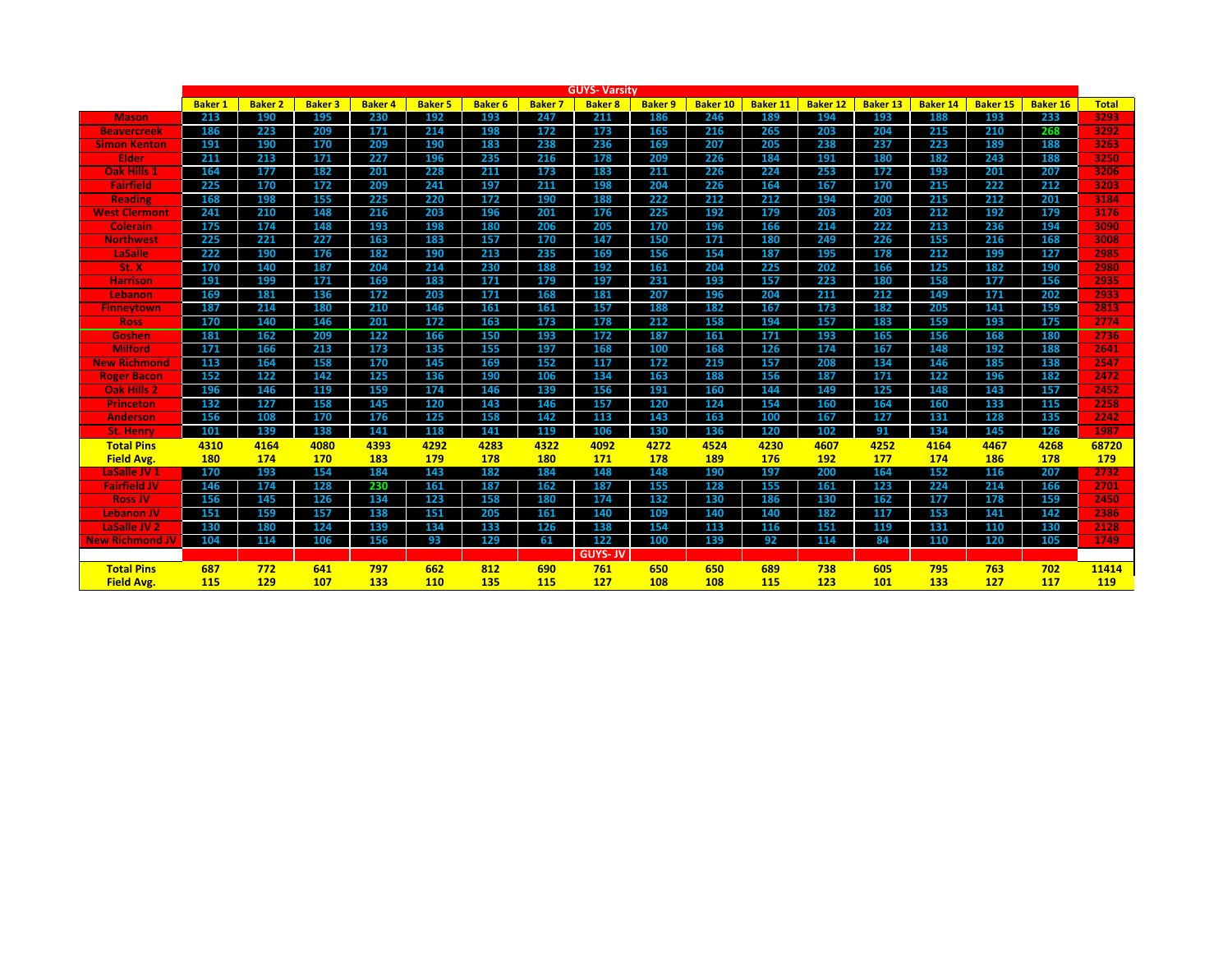| | GUYS- Varsity | | | | | | | | | | | | | | | | |
|---|---|---|---|---|---|---|---|---|---|---|---|---|---|---|---|---|---|
| | Baker 1 | Baker 2 | Baker 3 | Baker 4 | Baker 5 | Baker 6 | Baker 7 | Baker 8 | Baker 9 | Baker 10 | Baker 11 | Baker 12 | Baker 13 | Baker 14 | Baker 15 | Baker 16 | Total |
| Mason | 213 | 190 | 195 | 230 | 192 | 193 | 247 | 211 | 186 | 246 | 189 | 194 | 193 | 188 | 193 | 233 | 3293 |
| Beavercreek | 186 | 223 | 209 | 171 | 214 | 198 | 172 | 173 | 165 | 216 | 265 | 203 | 204 | 215 | 210 | 268 | 3292 |
| Simon Kenton | 191 | 190 | 170 | 209 | 190 | 183 | 238 | 236 | 169 | 207 | 205 | 238 | 237 | 223 | 189 | 188 | 3263 |
| Elder | 211 | 213 | 171 | 227 | 196 | 235 | 216 | 178 | 209 | 226 | 184 | 191 | 180 | 182 | 243 | 188 | 3250 |
| Oak Hills 1 | 164 | 177 | 182 | 201 | 228 | 211 | 173 | 183 | 211 | 226 | 224 | 253 | 172 | 193 | 201 | 207 | 3206 |
| Fairfield | 225 | 170 | 172 | 209 | 241 | 197 | 211 | 198 | 204 | 226 | 164 | 167 | 170 | 215 | 222 | 212 | 3203 |
| Reading | 168 | 198 | 155 | 225 | 220 | 172 | 190 | 188 | 222 | 212 | 212 | 194 | 200 | 215 | 212 | 201 | 3184 |
| West Clermont | 241 | 210 | 148 | 216 | 203 | 196 | 201 | 176 | 225 | 192 | 179 | 203 | 203 | 212 | 192 | 179 | 3176 |
| Colerain | 175 | 174 | 148 | 193 | 198 | 180 | 206 | 205 | 170 | 196 | 166 | 214 | 222 | 213 | 236 | 194 | 3090 |
| Northwest | 225 | 221 | 227 | 163 | 183 | 157 | 170 | 147 | 150 | 171 | 180 | 249 | 226 | 155 | 216 | 168 | 3008 |
| LaSalle | 222 | 190 | 176 | 182 | 190 | 213 | 235 | 169 | 156 | 154 | 187 | 195 | 178 | 212 | 199 | 127 | 2985 |
| St. X | 170 | 140 | 187 | 204 | 214 | 230 | 188 | 192 | 161 | 204 | 225 | 202 | 166 | 125 | 182 | 190 | 2980 |
| Harrison | 191 | 199 | 171 | 169 | 183 | 171 | 179 | 197 | 231 | 193 | 157 | 223 | 180 | 158 | 177 | 156 | 2935 |
| Lebanon | 169 | 181 | 136 | 172 | 203 | 171 | 168 | 181 | 207 | 196 | 204 | 211 | 212 | 149 | 171 | 202 | 2933 |
| Finneytown | 187 | 214 | 180 | 210 | 146 | 161 | 161 | 157 | 188 | 182 | 167 | 173 | 182 | 205 | 141 | 159 | 2813 |
| Ross | 170 | 140 | 146 | 201 | 172 | 163 | 173 | 178 | 212 | 158 | 194 | 157 | 183 | 159 | 193 | 175 | 2774 |
| Goshen | 181 | 162 | 209 | 122 | 166 | 150 | 193 | 172 | 187 | 161 | 171 | 193 | 165 | 156 | 168 | 180 | 2736 |
| Milford | 171 | 166 | 213 | 173 | 135 | 155 | 197 | 168 | 100 | 168 | 126 | 174 | 167 | 148 | 192 | 188 | 2641 |
| New Richmond | 113 | 164 | 158 | 170 | 145 | 169 | 152 | 117 | 172 | 219 | 157 | 208 | 134 | 146 | 185 | 138 | 2547 |
| Roger Bacon | 152 | 122 | 142 | 125 | 136 | 190 | 106 | 134 | 163 | 188 | 156 | 187 | 171 | 122 | 196 | 182 | 2472 |
| Oak Hills 2 | 196 | 146 | 119 | 159 | 174 | 146 | 139 | 156 | 191 | 160 | 144 | 149 | 125 | 148 | 143 | 157 | 2452 |
| Princeton | 132 | 127 | 158 | 145 | 120 | 143 | 146 | 157 | 120 | 124 | 154 | 160 | 164 | 160 | 133 | 115 | 2258 |
| Anderson | 156 | 108 | 170 | 176 | 125 | 158 | 142 | 113 | 143 | 163 | 100 | 167 | 127 | 131 | 128 | 135 | 2242 |
| St. Henry | 101 | 139 | 138 | 141 | 118 | 141 | 119 | 106 | 130 | 136 | 120 | 102 | 91 | 134 | 145 | 126 | 1987 |
| Total Pins | 4310 | 4164 | 4080 | 4393 | 4292 | 4283 | 4322 | 4092 | 4272 | 4524 | 4230 | 4607 | 4252 | 4164 | 4467 | 4268 | 68720 |
| Field Avg. | 180 | 174 | 170 | 183 | 179 | 178 | 180 | 171 | 178 | 189 | 176 | 192 | 177 | 174 | 186 | 178 | 179 |
| LaSalle JV 1 | 170 | 193 | 154 | 184 | 143 | 182 | 184 | 148 | 148 | 190 | 197 | 200 | 164 | 152 | 116 | 207 | 2732 |
| Fairfield JV | 146 | 174 | 128 | 230 | 161 | 187 | 162 | 187 | 155 | 128 | 155 | 161 | 123 | 224 | 214 | 166 | 2701 |
| Ross JV | 156 | 145 | 126 | 134 | 123 | 158 | 180 | 174 | 132 | 130 | 186 | 130 | 162 | 177 | 178 | 159 | 2450 |
| Lebanon JV | 151 | 159 | 157 | 138 | 151 | 205 | 161 | 140 | 109 | 140 | 140 | 182 | 117 | 153 | 141 | 142 | 2386 |
| LaSalle JV 2 | 130 | 180 | 124 | 139 | 134 | 133 | 126 | 138 | 154 | 113 | 116 | 151 | 119 | 131 | 110 | 130 | 2128 |
| New Richmond JV | 104 | 114 | 106 | 156 | 93 | 129 | 61 | 122 | 100 | 139 | 92 | 114 | 84 | 110 | 120 | 105 | 1749 |
| | | | | | | | | GUYS- JV | | | | | | | | | |
| Total Pins | 687 | 772 | 641 | 797 | 662 | 812 | 690 | 761 | 650 | 650 | 689 | 738 | 605 | 795 | 763 | 702 | 11414 |
| Field Avg. | 115 | 129 | 107 | 133 | 110 | 135 | 115 | 127 | 108 | 108 | 115 | 123 | 101 | 133 | 127 | 117 | 119 |